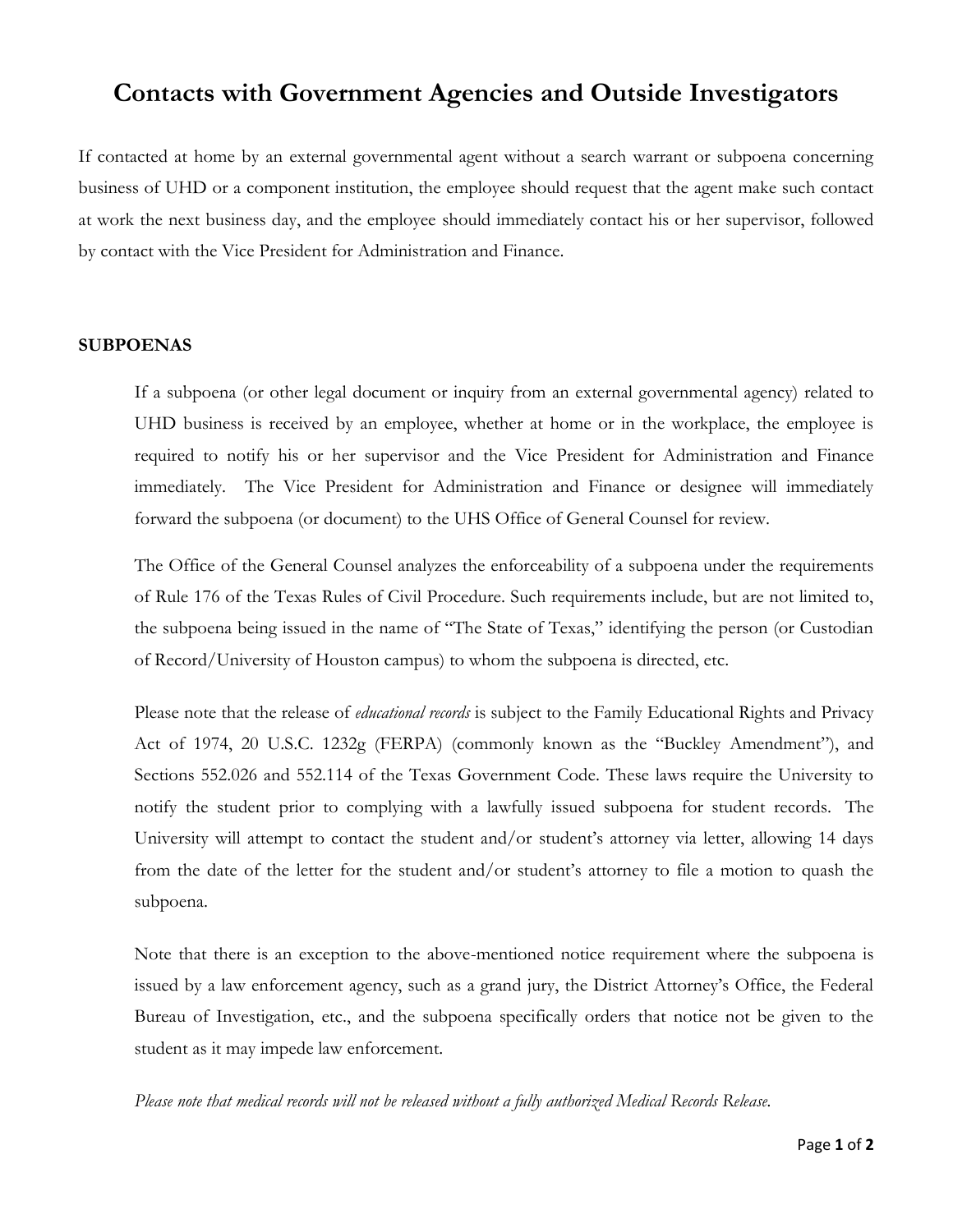# Contacts with Government Agencies and Outside Investigators

If contacted at home by an external governmental agent without a search warrant or subpoena concerning business of UHD or a component institution, the employee should request that the agent make such contact at work the next business day, and the employee should immediately contact his or her supervisor, followed by contact with the Vice President for Administration and Finance.

**SUBPOENAS**

If a subpoena (or other legal document or inquiry from an external governmental agency) related to UHD business is received by an employee, whether at home or in the workplace, the employee is required to notify his or her supervisor and the Vice President for Administration and Finance immediately. The Vice President for Administration and Finance or designee will immediately forward the subpoena (or document) to the UHS Office of General Counsel for review.

The Office of the General Counsel analyzes the enforceability of a subpoena under the requirements of Rule 176 of the Texas Rules of Civil Procedure. Such requirements include, but are not limited to, the subpoena being issued in the name of "The State of Texas," identifying the person (or Custodian of Record/University of Houston campus) to whom the subpoena is directed, etc.

Please note that the release of *educational records* is subject to the Family Educational Rights and Privacy Act of 1974, 20 U.S.C. 1232g (FERPA) (commonly known as the "Buckley Amendment"), and Sections 552.026 and 552.114 of the Texas Government Code. These laws require the University to notify the student prior to complying with a lawfully issued subpoena for student records. The University will attempt to contact the student and/or student's attorney via letter, allowing 14 days from the date of the letter for the student and/or student's attorney to file a motion to quash the subpoena.

Note that there is an exception to the above-mentioned notice requirement where the subpoena is issued by a law enforcement agency, such as a grand jury, the District Attorney's Office, the Federal Bureau of Investigation, etc., and the subpoena specifically orders that notice not be given to the student as it may impede law enforcement.

*Please note that medical records will not be released without a fully authorized Medical Records Release.*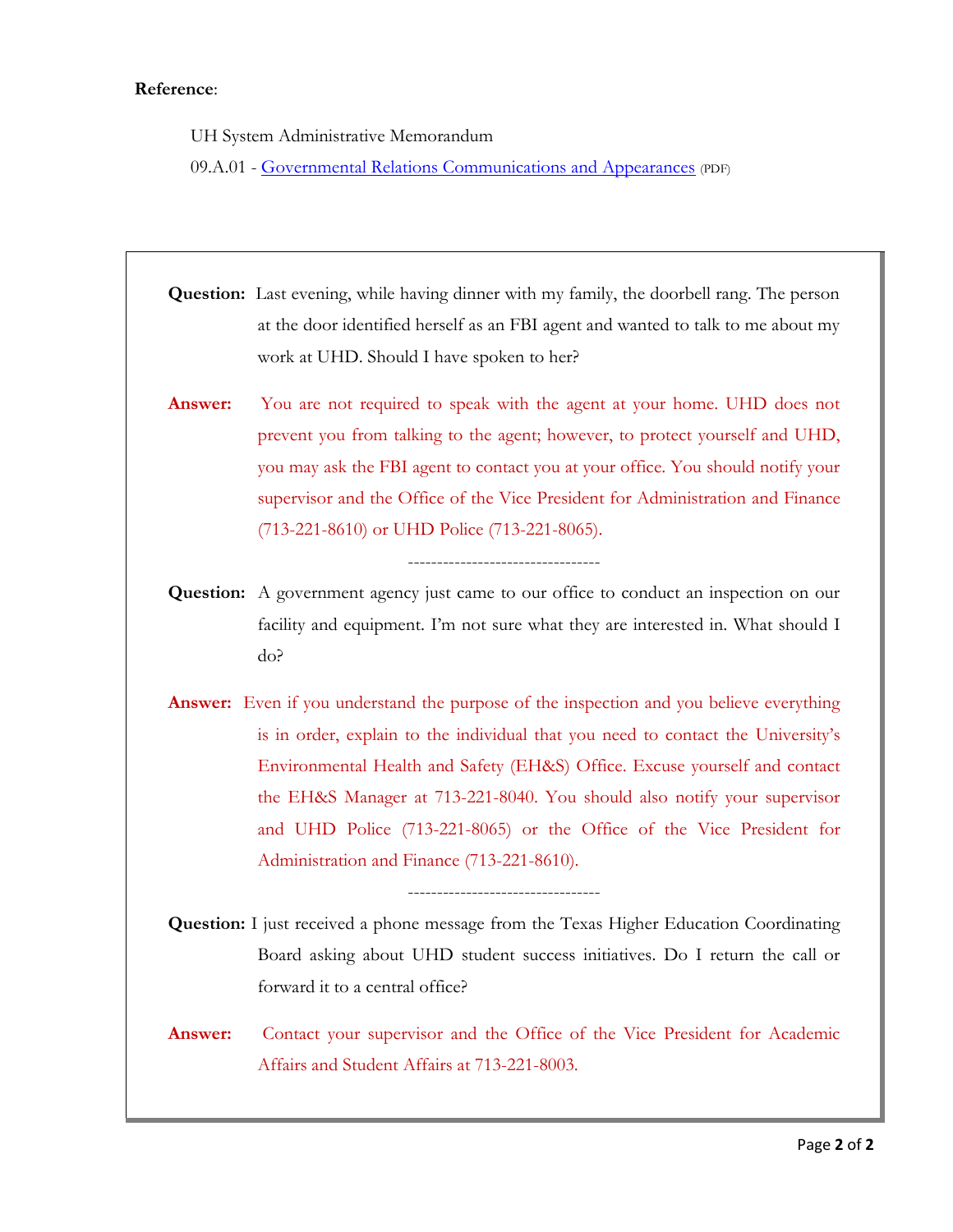**Reference**:

UH System Administrative Memorandum

09.A.01 - Governmental Relations Communications and Appearances (PDF)

**Question:** Last evening, while having dinner with my family, the doorbell rang. The person at the door identified herself as an FBI agent and wanted to talk to me about my work at UHD. Should I have spoken to her?

**Answer:** You are not required to speak with the agent at your home. UHD does not prevent you from talking to the agent; however, to protect yourself and UHD, you may ask the FBI agent to contact you at your office. You should notify your supervisor and the Office of the Vice President for Administration and Finance (713-221-8610) or UHD Police (713-221-8065).

---------------------------------

**Question:** A government agency just came to our office to conduct an inspection on our facility and equipment. I'm not sure what they are interested in. What should I do?

**Answer:** Even if you understand the purpose of the inspection and you believe everything is in order, explain to the individual that you need to contact the University's Environmental Health and Safety (EH&S) Office. Excuse yourself and contact the EH&S Manager at 713-221-8040. You should also notify your supervisor and UHD Police (713-221-8065) or the Office of the Vice President for Administration and Finance (713-221-8610).

---------------------------------

**Question:** I just received a phone message from the Texas Higher Education Coordinating Board asking about UHD student success initiatives. Do I return the call or forward it to a central office?

**Answer:** Contact your supervisor and the Office of the Vice President for Academic Affairs and Student Affairs at 713-221-8003.